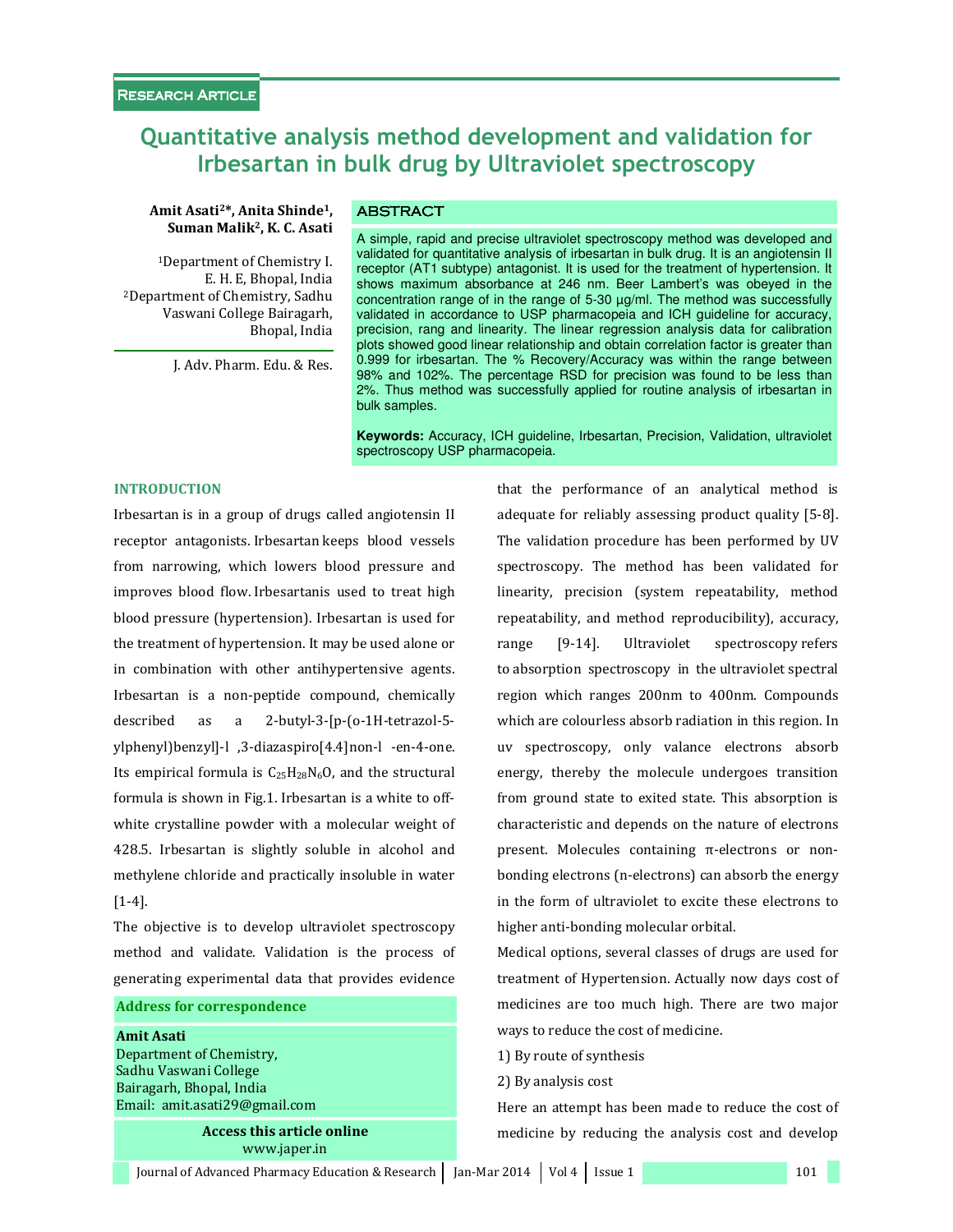Research Article

# Quantitative analysis method development and validation for Irbesartan in bulk drug by Ultraviolet spectroscopy

**Amit Asati[2]*, Anita Shinde[1], Suman Malik[2], K. C. Asati**

[1]Department of Chemistry I. E. H. E, Bhopal, India
[2]Department of Chemistry, Sadhu Vaswani College Bairagarh, Bhopal, India

J. Adv. Pharm. Edu. & Res.

## ABSTRACT

A simple, rapid and precise ultraviolet spectroscopy method was developed and validated for quantitative analysis of irbesartan in bulk drug. It is an angiotensin II receptor (AT1 subtype) antagonist. It is used for the treatment of hypertension. It shows maximum absorbance at 246 nm. Beer Lambert's was obeyed in the concentration range of in the range of 5-30 μg/ml. The method was successfully validated in accordance to USP pharmacopeia and ICH guideline for accuracy, precision, rang and linearity. The linear regression analysis data for calibration plots showed good linear relationship and obtain correlation factor is greater than 0.999 for irbesartan. The % Recovery/Accuracy was within the range between 98% and 102%. The percentage RSD for precision was found to be less than 2%. Thus method was successfully applied for routine analysis of irbesartan in bulk samples.

**Keywords:** Accuracy, ICH guideline, Irbesartan, Precision, Validation, ultraviolet spectroscopy USP pharmacopeia.

## INTRODUCTION

Irbesartan is in a group of drugs called angiotensin II receptor antagonists. Irbesartan keeps blood vessels from narrowing, which lowers blood pressure and improves blood flow. Irbesartanis used to treat high blood pressure (hypertension). Irbesartan is used for the treatment of hypertension. It may be used alone or in combination with other antihypertensive agents. Irbesartan is a non-peptide compound, chemically described as a 2-butyl-3-[p-(o-1H-tetrazol-5-ylphenyl)benzyl]-l ,3-diazaspiro[4.4]non-l -en-4-one. Its empirical formula is $C_{25}H_{28}N_6O$, and the structural formula is shown in Fig.1. Irbesartan is a white to off-white crystalline powder with a molecular weight of 428.5. Irbesartan is slightly soluble in alcohol and methylene chloride and practically insoluble in water [1-4].

The objective is to develop ultraviolet spectroscopy method and validate. Validation is the process of generating experimental data that provides evidence that the performance of an analytical method is adequate for reliably assessing product quality [5-8]. The validation procedure has been performed by UV spectroscopy. The method has been validated for linearity, precision (system repeatability, method repeatability, and method reproducibility), accuracy, range [9-14]. Ultraviolet spectroscopy refers to absorption spectroscopy in the ultraviolet spectral region which ranges 200nm to 400nm. Compounds which are colourless absorb radiation in this region. In uv spectroscopy, only valance electrons absorb energy, thereby the molecule undergoes transition from ground state to exited state. This absorption is characteristic and depends on the nature of electrons present. Molecules containing π-electrons or non-bonding electrons (n-electrons) can absorb the energy in the form of ultraviolet to excite these electrons to higher anti-bonding molecular orbital.

Medical options, several classes of drugs are used for treatment of Hypertension. Actually now days cost of medicines are too much high. There are two major ways to reduce the cost of medicine.

1) By route of synthesis
2) By analysis cost

Here an attempt has been made to reduce the cost of medicine by reducing the analysis cost and develop

**Address for correspondence**

**Amit Asati**
Department of Chemistry,
Sadhu Vaswani College
Bairagarh, Bhopal, India
Email: amit.asati29@gmail.com

**Access this article online**
www.japer.in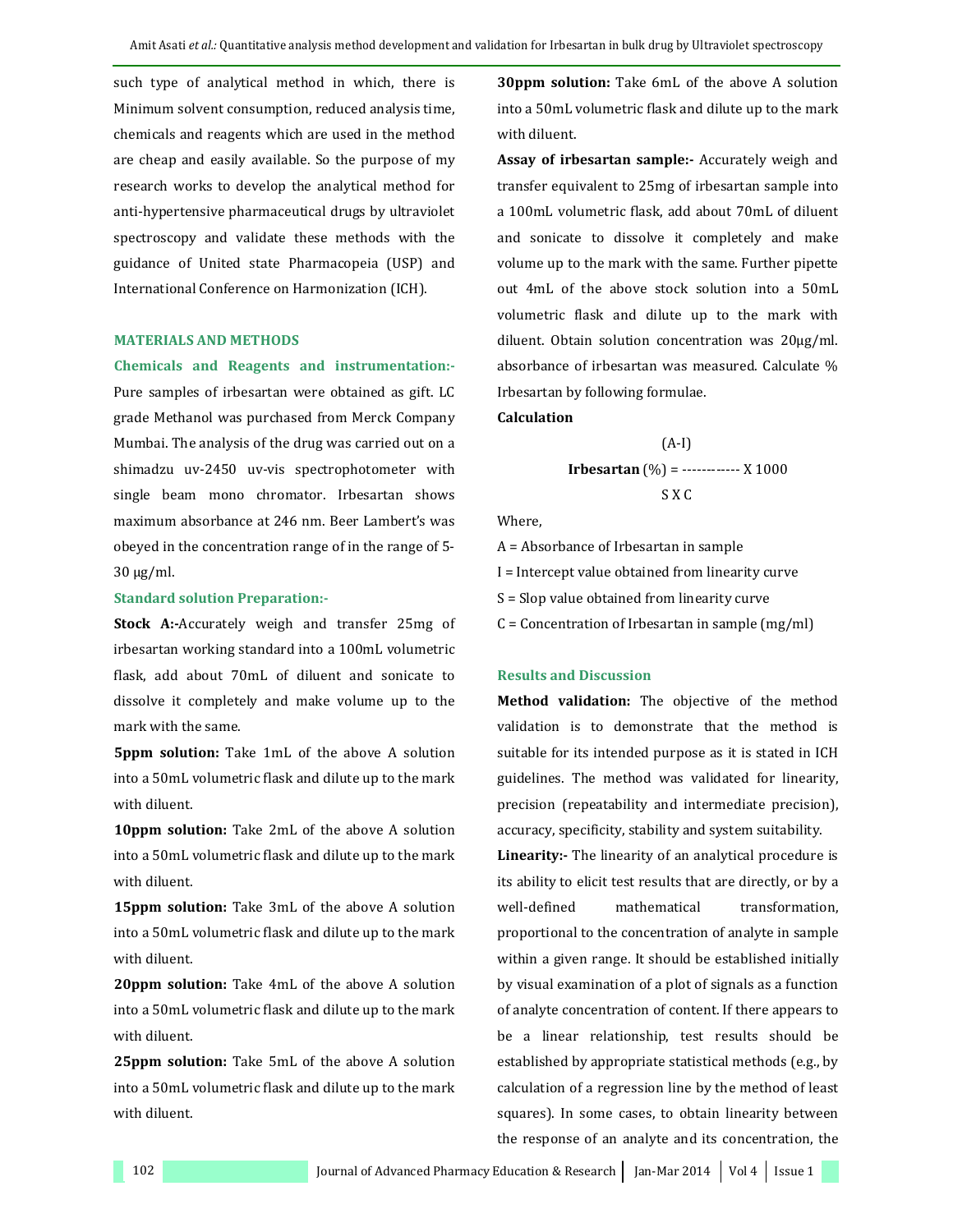such type of analytical method in which, there is Minimum solvent consumption, reduced analysis time, chemicals and reagents which are used in the method are cheap and easily available. So the purpose of my research works to develop the analytical method for anti-hypertensive pharmaceutical drugs by ultraviolet spectroscopy and validate these methods with the guidance of United state Pharmacopeia (USP) and International Conference on Harmonization (ICH).

## MATERIALS AND METHODS

### Chemicals and Reagents and instrumentation:-

Pure samples of irbesartan were obtained as gift. LC grade Methanol was purchased from Merck Company Mumbai. The analysis of the drug was carried out on a shimadzu uv-2450 uv-vis spectrophotometer with single beam mono chromator. Irbesartan shows maximum absorbance at 246 nm. Beer Lambert's was obeyed in the concentration range of in the range of 5-30 μg/ml.

### Standard solution Preparation:-

**Stock A:-**Accurately weigh and transfer 25mg of irbesartan working standard into a 100mL volumetric flask, add about 70mL of diluent and sonicate to dissolve it completely and make volume up to the mark with the same.

**5ppm solution:** Take 1mL of the above A solution into a 50mL volumetric flask and dilute up to the mark with diluent.

**10ppm solution:** Take 2mL of the above A solution into a 50mL volumetric flask and dilute up to the mark with diluent.

**15ppm solution:** Take 3mL of the above A solution into a 50mL volumetric flask and dilute up to the mark with diluent.

**20ppm solution:** Take 4mL of the above A solution into a 50mL volumetric flask and dilute up to the mark with diluent.

**25ppm solution:** Take 5mL of the above A solution into a 50mL volumetric flask and dilute up to the mark with diluent.

**30ppm solution:** Take 6mL of the above A solution into a 50mL volumetric flask and dilute up to the mark with diluent.

**Assay of irbesartan sample:-** Accurately weigh and transfer equivalent to 25mg of irbesartan sample into a 100mL volumetric flask, add about 70mL of diluent and sonicate to dissolve it completely and make volume up to the mark with the same. Further pipette out 4mL of the above stock solution into a 50mL volumetric flask and dilute up to the mark with diluent. Obtain solution concentration was 20μg/ml. absorbance of irbesartan was measured. Calculate % Irbesartan by following formulae.

**Calculation**

$$\textbf{Irbesartan}\ (\%) = \frac{(A-I)}{S \times C} \times 1000$$

Where,

A = Absorbance of Irbesartan in sample

I = Intercept value obtained from linearity curve

S = Slop value obtained from linearity curve

C = Concentration of Irbesartan in sample (mg/ml)

## Results and Discussion

**Method validation:** The objective of the method validation is to demonstrate that the method is suitable for its intended purpose as it is stated in ICH guidelines. The method was validated for linearity, precision (repeatability and intermediate precision), accuracy, specificity, stability and system suitability.

**Linearity:-** The linearity of an analytical procedure is its ability to elicit test results that are directly, or by a well-defined mathematical transformation, proportional to the concentration of analyte in sample within a given range. It should be established initially by visual examination of a plot of signals as a function of analyte concentration of content. If there appears to be a linear relationship, test results should be established by appropriate statistical methods (e.g., by calculation of a regression line by the method of least squares). In some cases, to obtain linearity between the response of an analyte and its concentration, the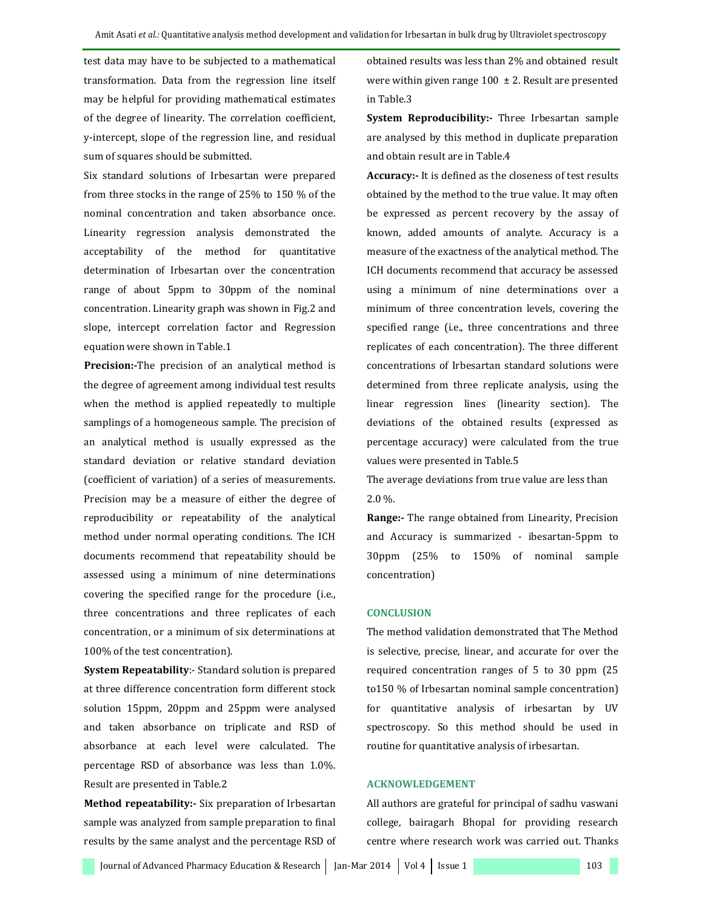test data may have to be subjected to a mathematical transformation. Data from the regression line itself may be helpful for providing mathematical estimates of the degree of linearity. The correlation coefficient, y-intercept, slope of the regression line, and residual sum of squares should be submitted.

Six standard solutions of Irbesartan were prepared from three stocks in the range of 25% to 150 % of the nominal concentration and taken absorbance once. Linearity regression analysis demonstrated the acceptability of the method for quantitative determination of Irbesartan over the concentration range of about 5ppm to 30ppm of the nominal concentration. Linearity graph was shown in Fig.2 and slope, intercept correlation factor and Regression equation were shown in Table.1

**Precision:-**The precision of an analytical method is the degree of agreement among individual test results when the method is applied repeatedly to multiple samplings of a homogeneous sample. The precision of an analytical method is usually expressed as the standard deviation or relative standard deviation (coefficient of variation) of a series of measurements. Precision may be a measure of either the degree of reproducibility or repeatability of the analytical method under normal operating conditions. The ICH documents recommend that repeatability should be assessed using a minimum of nine determinations covering the specified range for the procedure (i.e., three concentrations and three replicates of each concentration, or a minimum of six determinations at 100% of the test concentration).

**System Repeatability**:- Standard solution is prepared at three difference concentration form different stock solution 15ppm, 20ppm and 25ppm were analysed and taken absorbance on triplicate and RSD of absorbance at each level were calculated. The percentage RSD of absorbance was less than 1.0%. Result are presented in Table.2

**Method repeatability:-** Six preparation of Irbesartan sample was analyzed from sample preparation to final results by the same analyst and the percentage RSD of obtained results was less than 2% and obtained result were within given range 100 ± 2. Result are presented in Table.3

**System Reproducibility:-** Three Irbesartan sample are analysed by this method in duplicate preparation and obtain result are in Table.4

**Accuracy:-** It is defined as the closeness of test results obtained by the method to the true value. It may often be expressed as percent recovery by the assay of known, added amounts of analyte. Accuracy is a measure of the exactness of the analytical method. The ICH documents recommend that accuracy be assessed using a minimum of nine determinations over a minimum of three concentration levels, covering the specified range (i.e., three concentrations and three replicates of each concentration). The three different concentrations of Irbesartan standard solutions were determined from three replicate analysis, using the linear regression lines (linearity section). The deviations of the obtained results (expressed as percentage accuracy) were calculated from the true values were presented in Table.5

The average deviations from true value are less than 2.0 %.

**Range:-** The range obtained from Linearity, Precision and Accuracy is summarized - ibesartan-5ppm to 30ppm (25% to 150% of nominal sample concentration)

## CONCLUSION

The method validation demonstrated that The Method is selective, precise, linear, and accurate for over the required concentration ranges of 5 to 30 ppm (25 to150 % of Irbesartan nominal sample concentration) for quantitative analysis of irbesartan by UV spectroscopy. So this method should be used in routine for quantitative analysis of irbesartan.

## ACKNOWLEDGEMENT

All authors are grateful for principal of sadhu vaswani college, bairagarh Bhopal for providing research centre where research work was carried out. Thanks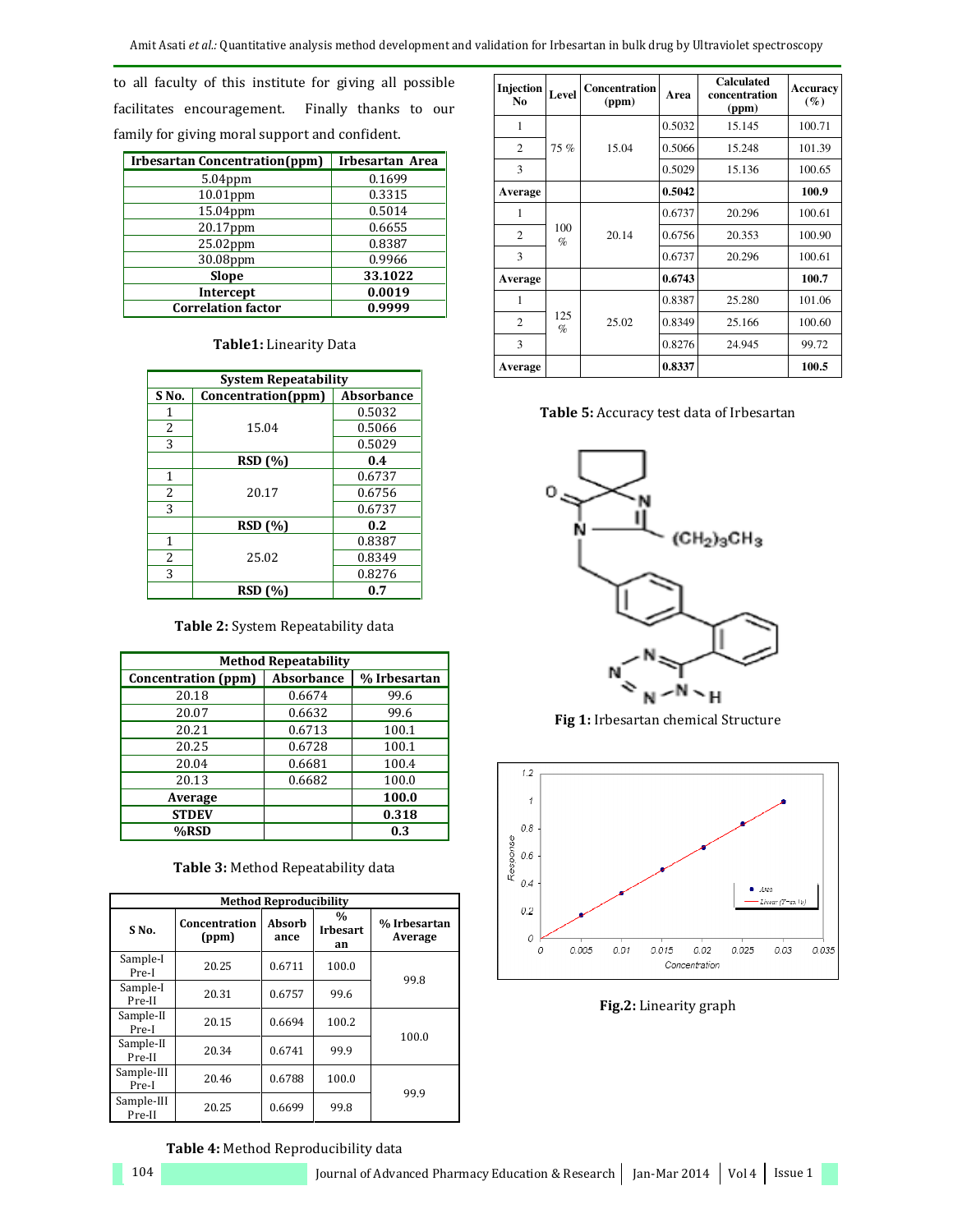to all faculty of this institute for giving all possible facilitates encouragement. Finally thanks to our family for giving moral support and confident.

| Irbesartan Concentration(ppm) | Irbesartan Area |
|---|---|
| 5.04ppm | 0.1699 |
| 10.01ppm | 0.3315 |
| 15.04ppm | 0.5014 |
| 20.17ppm | 0.6655 |
| 25.02ppm | 0.8387 |
| 30.08ppm | 0.9966 |
| **Slope** | **33.1022** |
| **Intercept** | **0.0019** |
| **Correlation factor** | **0.9999** |

**Table1:** Linearity Data

| System Repeatability | | |
|---|---|---|
| **S No.** | **Concentration(ppm)** | **Absorbance** |
| 1 | 15.04 | 0.5032 |
| 2 | | 0.5066 |
| 3 | | 0.5029 |
| | **RSD (%)** | **0.4** |
| 1 | 20.17 | 0.6737 |
| 2 | | 0.6756 |
| 3 | | 0.6737 |
| | **RSD (%)** | **0.2** |
| 1 | 25.02 | 0.8387 |
| 2 | | 0.8349 |
| 3 | | 0.8276 |
| | **RSD (%)** | **0.7** |

**Table 2:** System Repeatability data

| Method Repeatability | | |
|---|---|---|
| **Concentration (ppm)** | **Absorbance** | **% Irbesartan** |
| 20.18 | 0.6674 | 99.6 |
| 20.07 | 0.6632 | 99.6 |
| 20.21 | 0.6713 | 100.1 |
| 20.25 | 0.6728 | 100.1 |
| 20.04 | 0.6681 | 100.4 |
| 20.13 | 0.6682 | 100.0 |
| **Average** | | **100.0** |
| **STDEV** | | **0.318** |
| **%RSD** | | **0.3** |

**Table 3:** Method Repeatability data

| Method Reproducibility | | | | |
|---|---|---|---|---|
| **S No.** | **Concentration (ppm)** | **Absorbance** | **% Irbesartan** | **% Irbesartan Average** |
| Sample-I Pre-I | 20.25 | 0.6711 | 100.0 | 99.8 |
| Sample-I Pre-II | 20.31 | 0.6757 | 99.6 | |
| Sample-II Pre-I | 20.15 | 0.6694 | 100.2 | 100.0 |
| Sample-II Pre-II | 20.34 | 0.6741 | 99.9 | |
| Sample-III Pre-I | 20.46 | 0.6788 | 100.0 | 99.9 |
| Sample-III Pre-II | 20.25 | 0.6699 | 99.8 | |

**Table 4:** Method Reproducibility data

| Injection No | Level | Concentration (ppm) | Area | Calculated concentration (ppm) | Accuracy (%) |
|---|---|---|---|---|---|
| 1 | 75 % | 15.04 | 0.5032 | 15.145 | 100.71 |
| 2 | | | 0.5066 | 15.248 | 101.39 |
| 3 | | | 0.5029 | 15.136 | 100.65 |
| **Average** | | | **0.5042** | | **100.9** |
| 1 | 100 % | 20.14 | 0.6737 | 20.296 | 100.61 |
| 2 | | | 0.6756 | 20.353 | 100.90 |
| 3 | | | 0.6737 | 20.296 | 100.61 |
| **Average** | | | **0.6743** | | **100.7** |
| 1 | 125 % | 25.02 | 0.8387 | 25.280 | 101.06 |
| 2 | | | 0.8349 | 25.166 | 100.60 |
| 3 | | | 0.8276 | 24.945 | 99.72 |
| **Average** | | | **0.8337** | | **100.5** |

**Table 5:** Accuracy test data of Irbesartan

**Fig 1:** Irbesartan chemical Structure

**Fig.2:** Linearity graph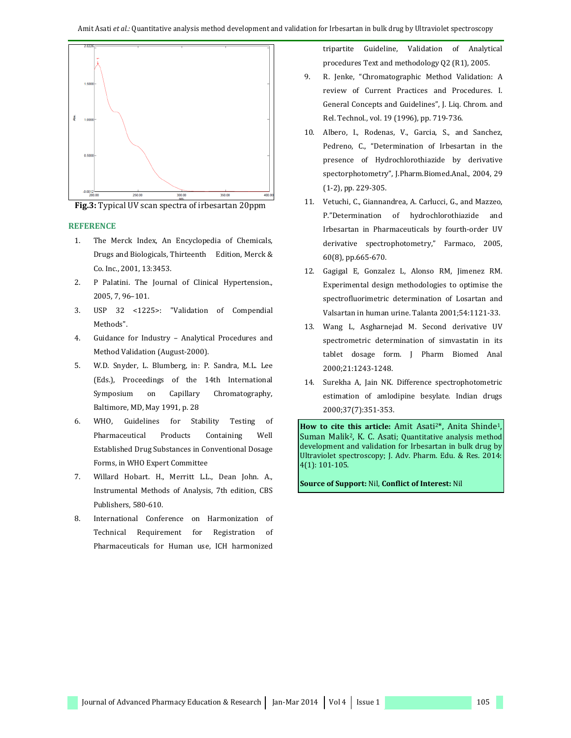2.0226

1.5000

1.0000

0.5000

-0.0012

Abs.

200.00

250.00

300.00

350.00

400.00

nm.

**Fig.3:** Typical UV scan spectra of irbesartan 20ppm

## REFERENCE

1. The Merck Index, An Encyclopedia of Chemicals, Drugs and Biologicals, Thirteenth Edition, Merck & Co. Inc., 2001, 13:3453.
2. P Palatini. The Journal of Clinical Hypertension., 2005, 7, 96–101.
3. USP 32 <1225>: "Validation of Compendial Methods".
4. Guidance for Industry – Analytical Procedures and Method Validation (August-2000).
5. W.D. Snyder, L. Blumberg, in: P. Sandra, M.L. Lee (Eds.), Proceedings of the 14th International Symposium on Capillary Chromatography, Baltimore, MD, May 1991, p. 28
6. WHO, Guidelines for Stability Testing of Pharmaceutical Products Containing Well Established Drug Substances in Conventional Dosage Forms, in WHO Expert Committee
7. Willard Hobart. H., Merritt L.L., Dean John. A., Instrumental Methods of Analysis, 7th edition, CBS Publishers, 580-610.
8. International Conference on Harmonization of Technical Requirement for Registration of Pharmaceuticals for Human use, ICH harmonized tripartite Guideline, Validation of Analytical procedures Text and methodology Q2 (R1), 2005.
9. R. Jenke, "Chromatographic Method Validation: A review of Current Practices and Procedures. I. General Concepts and Guidelines", J. Liq. Chrom. and Rel. Technol., vol. 19 (1996), pp. 719-736.
10. Albero, I., Rodenas, V., Garcia, S., and Sanchez, Pedreno, C., "Determination of Irbesartan in the presence of Hydrochlorothiazide by derivative spectorphotometry", J.Pharm.Biomed.Anal., 2004, 29 (1-2), pp. 229-305.
11. Vetuchi, C., Giannandrea, A. Carlucci, G., and Mazzeo, P."Determination of hydrochlorothiazide and Irbesartan in Pharmaceuticals by fourth-order UV derivative spectrophotometry," Farmaco, 2005, 60(8), pp.665-670.
12. Gagigal E, Gonzalez L, Alonso RM, Jimenez RM. Experimental design methodologies to optimise the spectrofluorimetric determination of Losartan and Valsartan in human urine. Talanta 2001;54:1121-33.
13. Wang L, Asgharnejad M. Second derivative UV spectrometric determination of simvastatin in its tablet dosage form. J Pharm Biomed Anal 2000;21:1243-1248.
14. Surekha A, Jain NK. Difference spectrophotometric estimation of amlodipine besylate. Indian drugs 2000;37(7):351-353.

**How to cite this article:** Amit Asati[2]*, Anita Shinde[1], Suman Malik[2], K. C. Asati; Quantitative analysis method development and validation for Irbesartan in bulk drug by Ultraviolet spectroscopy; J. Adv. Pharm. Edu. & Res. 2014: 4(1): 101-105.

**Source of Support:** Nil, **Conflict of Interest:** Nil